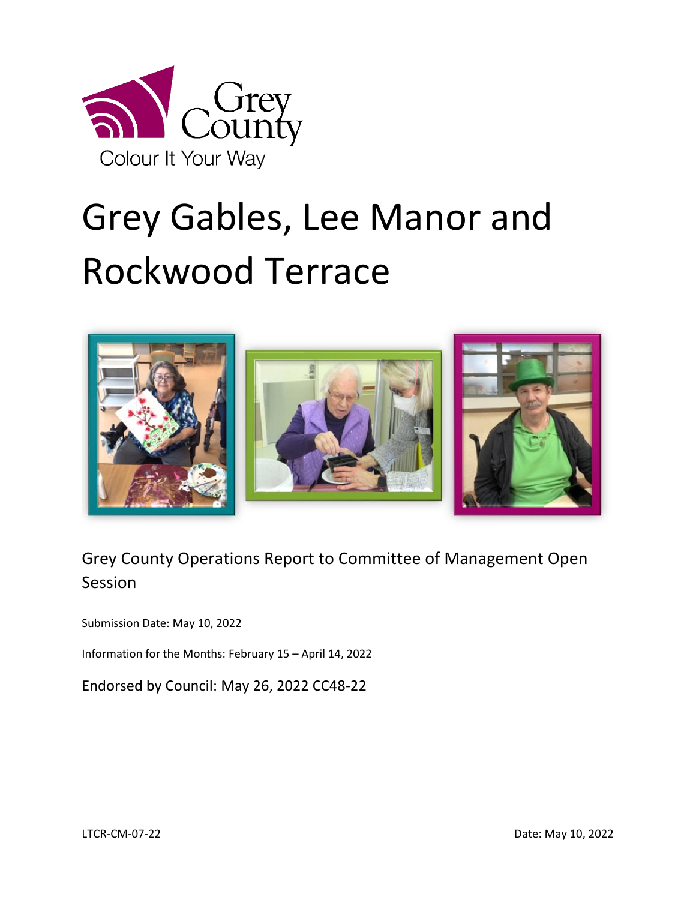Grey County

Colour It Your Way

# Grey Gables, Lee Manor and Rockwood Terrace

Grey County Operations Report to Committee of Management Open Session

Submission Date: May 10, 2022

Information for the Months: February 15 – April 14, 2022

Endorsed by Council: May 26, 2022 CC48-22

LTCR-CM-07-22

Date: May 10, 2022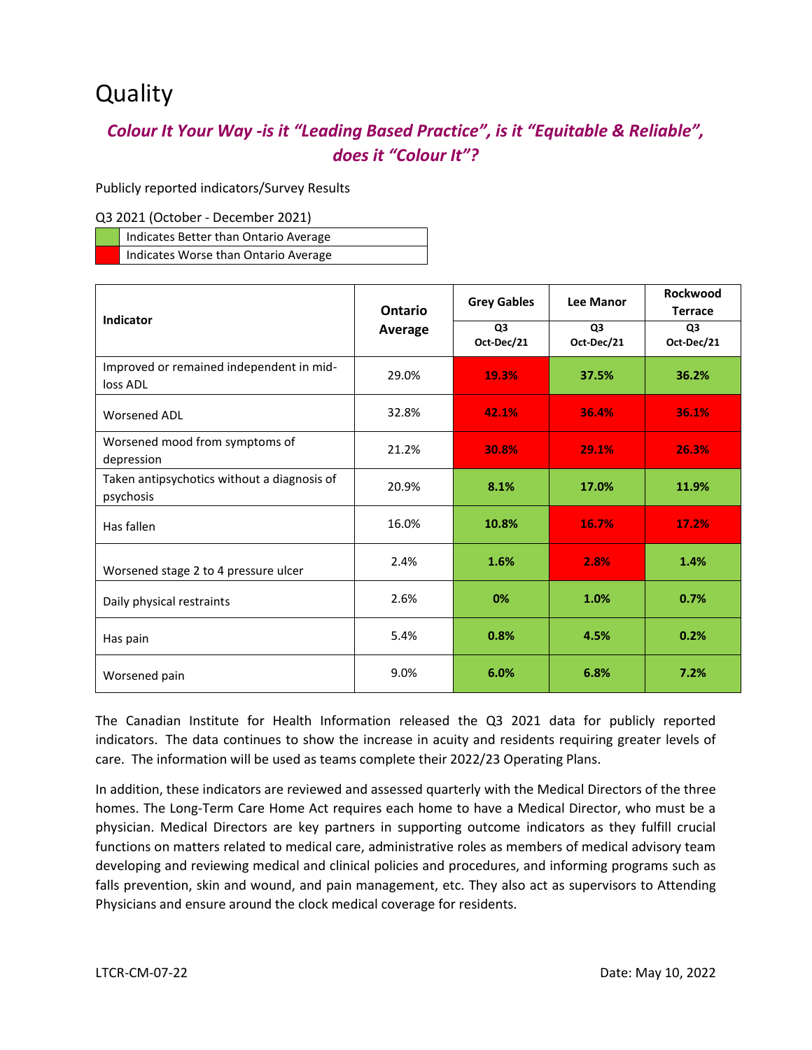# Quality

***Colour It Your Way -is it "Leading Based Practice", is it "Equitable & Reliable", does it "Colour It"?***

Publicly reported indicators/Survey Results

Q3 2021 (October - December 2021)

| | |
|---|---|
| (green) | Indicates Better than Ontario Average |
| (red) | Indicates Worse than Ontario Average |

| Indicator | Ontario Average | Grey Gables | Lee Manor | Rockwood Terrace |
|---|---|---|---|---|
| | | Q3 Oct-Dec/21 | Q3 Oct-Dec/21 | Q3 Oct-Dec/21 |
| Improved or remained independent in mid-loss ADL | 29.0% | **19.3%** (worse) | **37.5%** (better) | **36.2%** (better) |
| Worsened ADL | 32.8% | **42.1%** (worse) | **36.4%** (worse) | **36.1%** (worse) |
| Worsened mood from symptoms of depression | 21.2% | **30.8%** (worse) | **29.1%** (worse) | **26.3%** (worse) |
| Taken antipsychotics without a diagnosis of psychosis | 20.9% | **8.1%** (better) | **17.0%** (better) | **11.9%** (better) |
| Has fallen | 16.0% | **10.8%** (better) | **16.7%** (worse) | **17.2%** (worse) |
| Worsened stage 2 to 4 pressure ulcer | 2.4% | **1.6%** (better) | **2.8%** (worse) | **1.4%** (better) |
| Daily physical restraints | 2.6% | **0%** (better) | **1.0%** (better) | **0.7%** (better) |
| Has pain | 5.4% | **0.8%** (better) | **4.5%** (better) | **0.2%** (better) |
| Worsened pain | 9.0% | **6.0%** (better) | **6.8%** (better) | **7.2%** (better) |

The Canadian Institute for Health Information released the Q3 2021 data for publicly reported indicators. The data continues to show the increase in acuity and residents requiring greater levels of care. The information will be used as teams complete their 2022/23 Operating Plans.

In addition, these indicators are reviewed and assessed quarterly with the Medical Directors of the three homes. The Long-Term Care Home Act requires each home to have a Medical Director, who must be a physician. Medical Directors are key partners in supporting outcome indicators as they fulfill crucial functions on matters related to medical care, administrative roles as members of medical advisory team developing and reviewing medical and clinical policies and procedures, and informing programs such as falls prevention, skin and wound, and pain management, etc. They also act as supervisors to Attending Physicians and ensure around the clock medical coverage for residents.

LTCR-CM-07-22 Date: May 10, 2022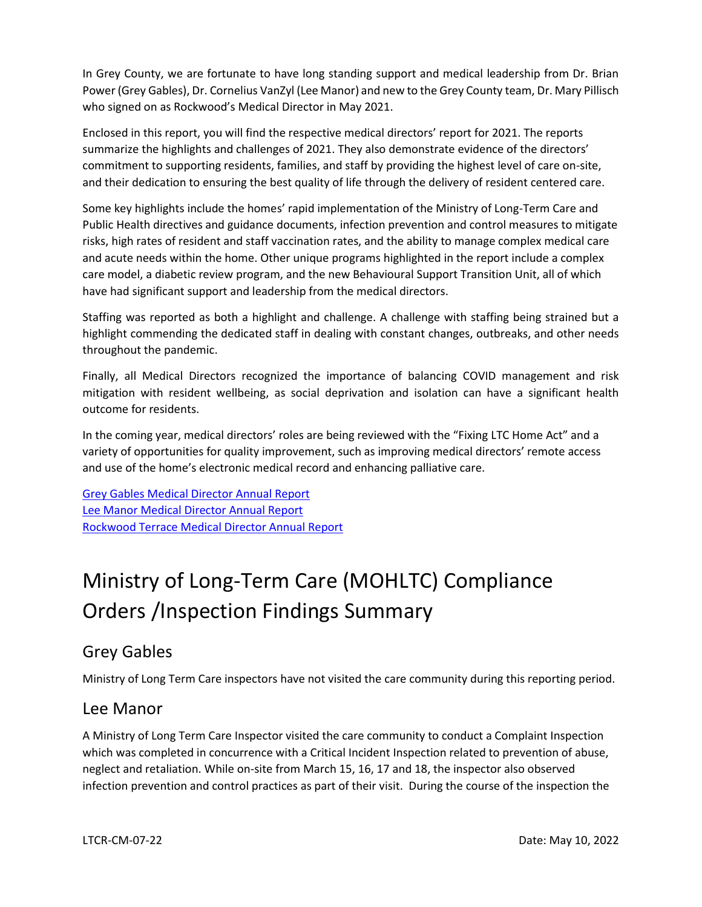In Grey County, we are fortunate to have long standing support and medical leadership from Dr. Brian Power (Grey Gables), Dr. Cornelius VanZyl (Lee Manor) and new to the Grey County team, Dr. Mary Pillisch who signed on as Rockwood's Medical Director in May 2021.

Enclosed in this report, you will find the respective medical directors' report for 2021. The reports summarize the highlights and challenges of 2021. They also demonstrate evidence of the directors' commitment to supporting residents, families, and staff by providing the highest level of care on-site, and their dedication to ensuring the best quality of life through the delivery of resident centered care.

Some key highlights include the homes' rapid implementation of the Ministry of Long-Term Care and Public Health directives and guidance documents, infection prevention and control measures to mitigate risks, high rates of resident and staff vaccination rates, and the ability to manage complex medical care and acute needs within the home. Other unique programs highlighted in the report include a complex care model, a diabetic review program, and the new Behavioural Support Transition Unit, all of which have had significant support and leadership from the medical directors.

Staffing was reported as both a highlight and challenge. A challenge with staffing being strained but a highlight commending the dedicated staff in dealing with constant changes, outbreaks, and other needs throughout the pandemic.

Finally, all Medical Directors recognized the importance of balancing COVID management and risk mitigation with resident wellbeing, as social deprivation and isolation can have a significant health outcome for residents.

In the coming year, medical directors' roles are being reviewed with the "Fixing LTC Home Act" and a variety of opportunities for quality improvement, such as improving medical directors' remote access and use of the home's electronic medical record and enhancing palliative care.

Grey Gables Medical Director Annual Report
Lee Manor Medical Director Annual Report
Rockwood Terrace Medical Director Annual Report

# Ministry of Long-Term Care (MOHLTC) Compliance Orders /Inspection Findings Summary

## Grey Gables

Ministry of Long Term Care inspectors have not visited the care community during this reporting period.

## Lee Manor

A Ministry of Long Term Care Inspector visited the care community to conduct a Complaint Inspection which was completed in concurrence with a Critical Incident Inspection related to prevention of abuse, neglect and retaliation. While on-site from March 15, 16, 17 and 18, the inspector also observed infection prevention and control practices as part of their visit. During the course of the inspection the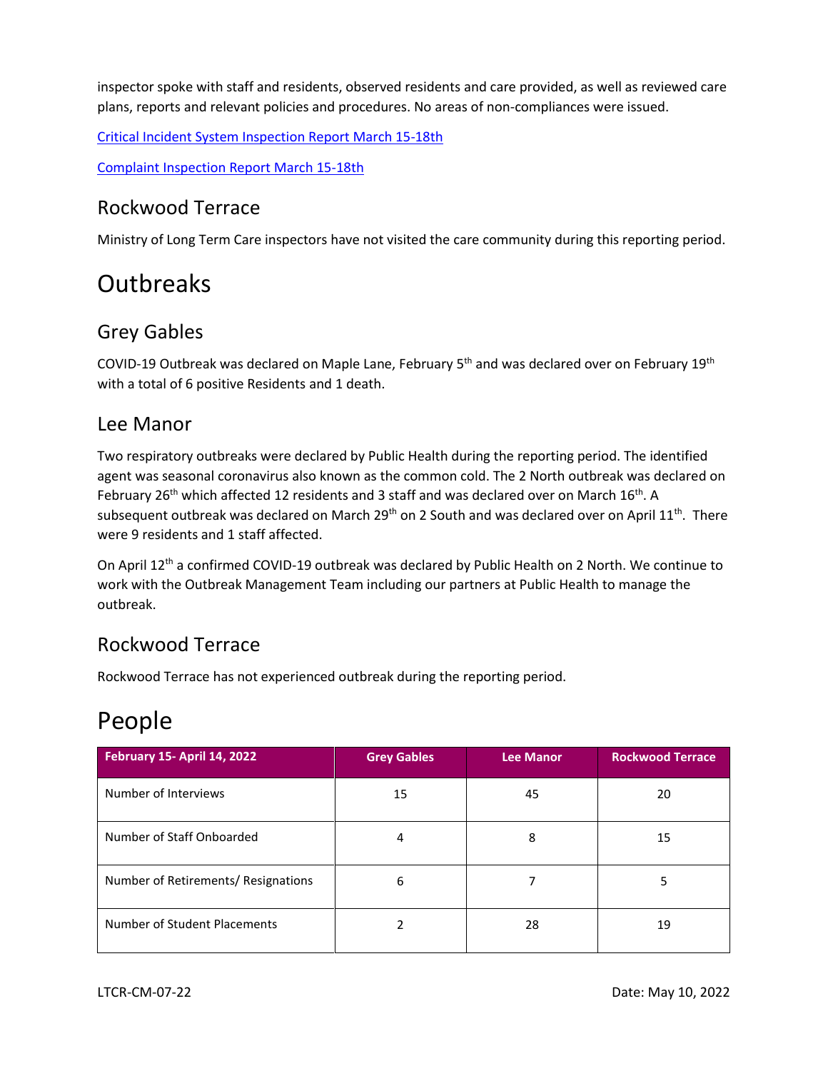inspector spoke with staff and residents, observed residents and care provided, as well as reviewed care plans, reports and relevant policies and procedures. No areas of non-compliances were issued.

Critical Incident System Inspection Report March 15-18th

Complaint Inspection Report March 15-18th

## Rockwood Terrace

Ministry of Long Term Care inspectors have not visited the care community during this reporting period.

# Outbreaks

## Grey Gables

COVID-19 Outbreak was declared on Maple Lane, February 5th and was declared over on February 19th with a total of 6 positive Residents and 1 death.

## Lee Manor

Two respiratory outbreaks were declared by Public Health during the reporting period. The identified agent was seasonal coronavirus also known as the common cold. The 2 North outbreak was declared on February 26th which affected 12 residents and 3 staff and was declared over on March 16th. A subsequent outbreak was declared on March 29th on 2 South and was declared over on April 11th. There were 9 residents and 1 staff affected.

On April 12th a confirmed COVID-19 outbreak was declared by Public Health on 2 North. We continue to work with the Outbreak Management Team including our partners at Public Health to manage the outbreak.

## Rockwood Terrace

Rockwood Terrace has not experienced outbreak during the reporting period.

# People

| February 15- April 14, 2022 | Grey Gables | Lee Manor | Rockwood Terrace |
|---|---|---|---|
| Number of Interviews | 15 | 45 | 20 |
| Number of Staff Onboarded | 4 | 8 | 15 |
| Number of Retirements/ Resignations | 6 | 7 | 5 |
| Number of Student Placements | 2 | 28 | 19 |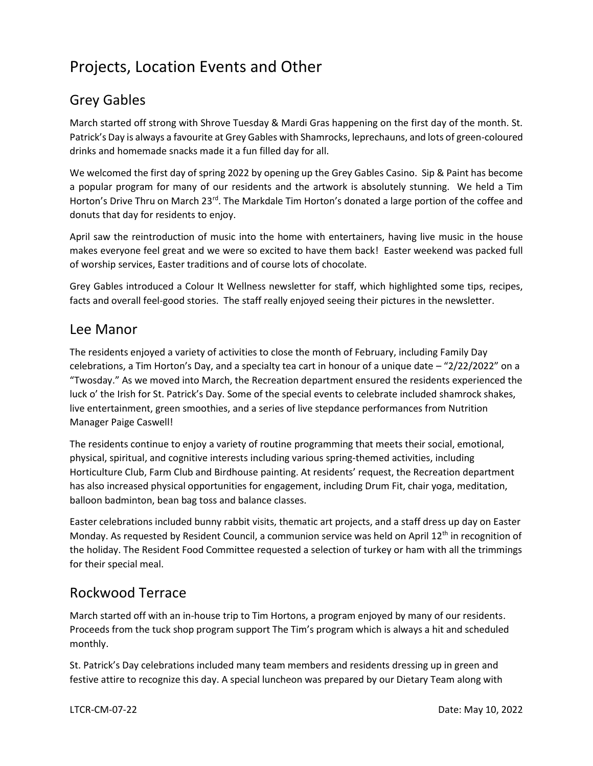# Projects, Location Events and Other

## Grey Gables

March started off strong with Shrove Tuesday & Mardi Gras happening on the first day of the month. St. Patrick's Day is always a favourite at Grey Gables with Shamrocks, leprechauns, and lots of green-coloured drinks and homemade snacks made it a fun filled day for all.

We welcomed the first day of spring 2022 by opening up the Grey Gables Casino. Sip & Paint has become a popular program for many of our residents and the artwork is absolutely stunning. We held a Tim Horton's Drive Thru on March 23rd. The Markdale Tim Horton's donated a large portion of the coffee and donuts that day for residents to enjoy.

April saw the reintroduction of music into the home with entertainers, having live music in the house makes everyone feel great and we were so excited to have them back! Easter weekend was packed full of worship services, Easter traditions and of course lots of chocolate.

Grey Gables introduced a Colour It Wellness newsletter for staff, which highlighted some tips, recipes, facts and overall feel-good stories. The staff really enjoyed seeing their pictures in the newsletter.

## Lee Manor

The residents enjoyed a variety of activities to close the month of February, including Family Day celebrations, a Tim Horton's Day, and a specialty tea cart in honour of a unique date – "2/22/2022" on a "Twosday." As we moved into March, the Recreation department ensured the residents experienced the luck o' the Irish for St. Patrick's Day. Some of the special events to celebrate included shamrock shakes, live entertainment, green smoothies, and a series of live stepdance performances from Nutrition Manager Paige Caswell!

The residents continue to enjoy a variety of routine programming that meets their social, emotional, physical, spiritual, and cognitive interests including various spring-themed activities, including Horticulture Club, Farm Club and Birdhouse painting. At residents' request, the Recreation department has also increased physical opportunities for engagement, including Drum Fit, chair yoga, meditation, balloon badminton, bean bag toss and balance classes.

Easter celebrations included bunny rabbit visits, thematic art projects, and a staff dress up day on Easter Monday. As requested by Resident Council, a communion service was held on April 12th in recognition of the holiday. The Resident Food Committee requested a selection of turkey or ham with all the trimmings for their special meal.

## Rockwood Terrace

March started off with an in-house trip to Tim Hortons, a program enjoyed by many of our residents. Proceeds from the tuck shop program support The Tim's program which is always a hit and scheduled monthly.

St. Patrick's Day celebrations included many team members and residents dressing up in green and festive attire to recognize this day. A special luncheon was prepared by our Dietary Team along with

LTCR-CM-07-22 Date: May 10, 2022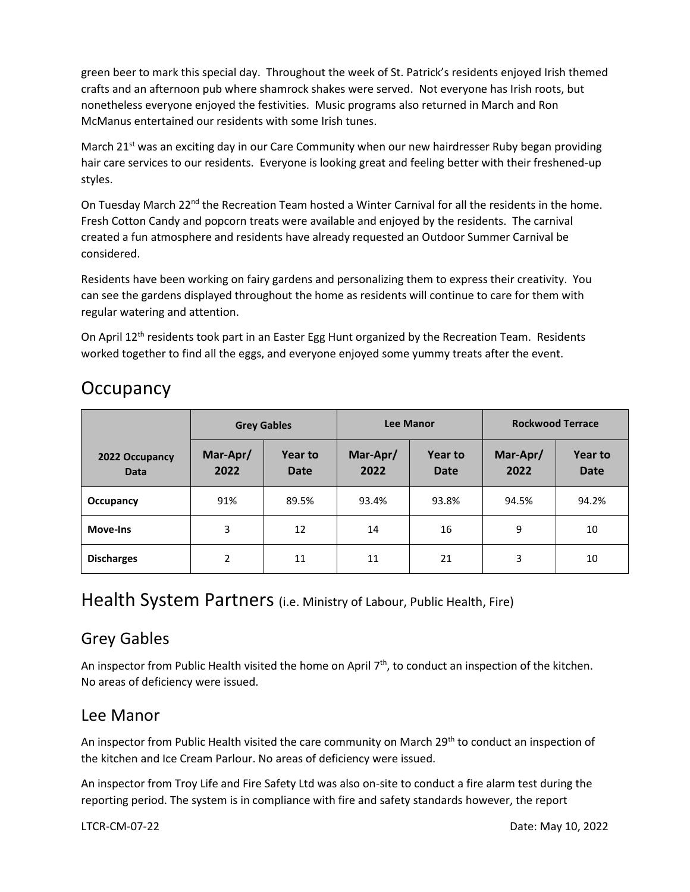green beer to mark this special day. Throughout the week of St. Patrick's residents enjoyed Irish themed crafts and an afternoon pub where shamrock shakes were served. Not everyone has Irish roots, but nonetheless everyone enjoyed the festivities. Music programs also returned in March and Ron McManus entertained our residents with some Irish tunes.

March 21st was an exciting day in our Care Community when our new hairdresser Ruby began providing hair care services to our residents. Everyone is looking great and feeling better with their freshened-up styles.

On Tuesday March 22nd the Recreation Team hosted a Winter Carnival for all the residents in the home. Fresh Cotton Candy and popcorn treats were available and enjoyed by the residents. The carnival created a fun atmosphere and residents have already requested an Outdoor Summer Carnival be considered.

Residents have been working on fairy gardens and personalizing them to express their creativity. You can see the gardens displayed throughout the home as residents will continue to care for them with regular watering and attention.

On April 12th residents took part in an Easter Egg Hunt organized by the Recreation Team. Residents worked together to find all the eggs, and everyone enjoyed some yummy treats after the event.

# Occupancy

| 2022 Occupancy Data | Grey Gables | | Lee Manor | | Rockwood Terrace | |
|---|---|---|---|---|---|---|
| | Mar-Apr/ 2022 | Year to Date | Mar-Apr/ 2022 | Year to Date | Mar-Apr/ 2022 | Year to Date |
| **Occupancy** | 91% | 89.5% | 93.4% | 93.8% | 94.5% | 94.2% |
| **Move-Ins** | 3 | 12 | 14 | 16 | 9 | 10 |
| **Discharges** | 2 | 11 | 11 | 21 | 3 | 10 |

# Health System Partners (i.e. Ministry of Labour, Public Health, Fire)

## Grey Gables

An inspector from Public Health visited the home on April 7th, to conduct an inspection of the kitchen. No areas of deficiency were issued.

## Lee Manor

An inspector from Public Health visited the care community on March 29th to conduct an inspection of the kitchen and Ice Cream Parlour. No areas of deficiency were issued.

An inspector from Troy Life and Fire Safety Ltd was also on-site to conduct a fire alarm test during the reporting period. The system is in compliance with fire and safety standards however, the report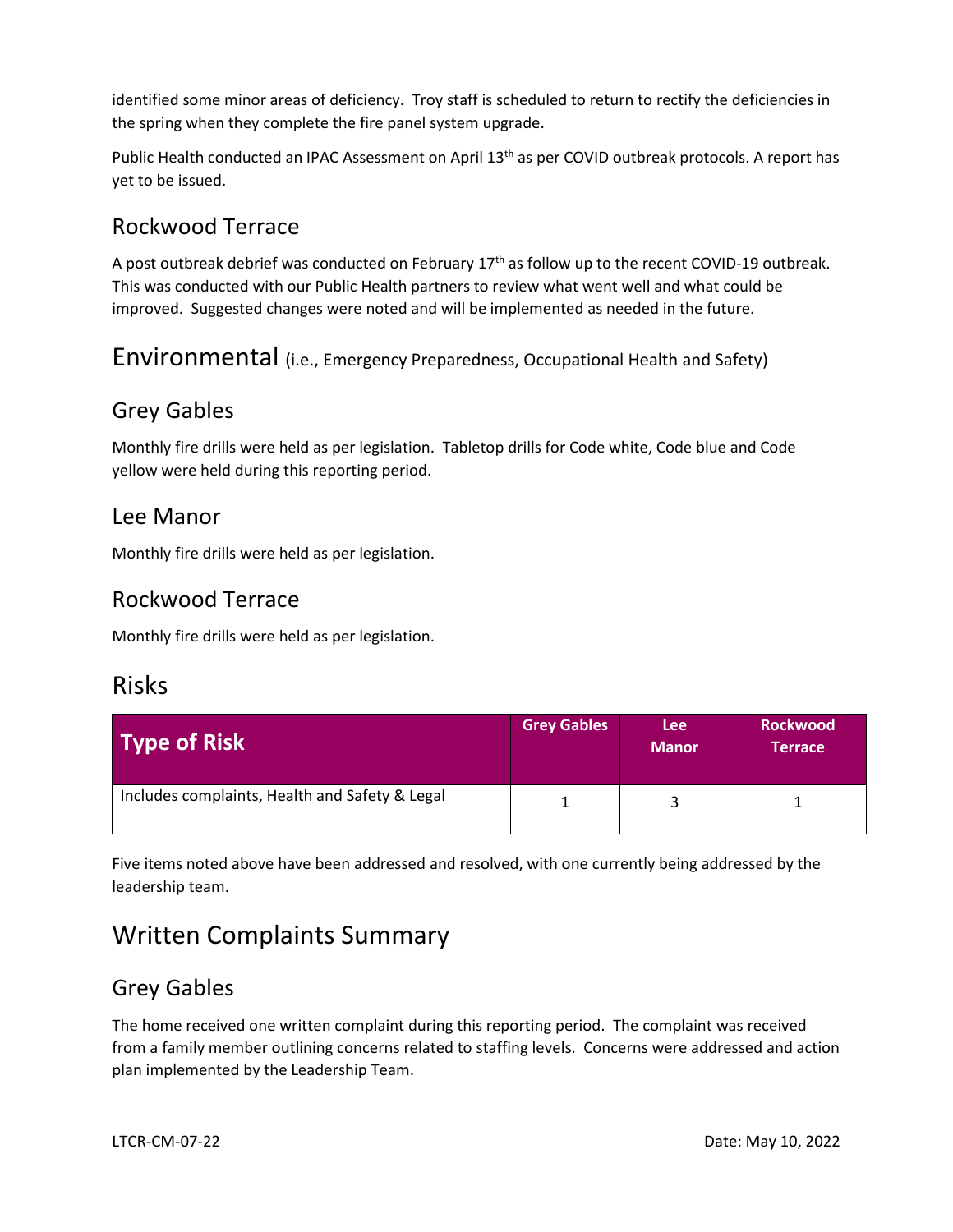identified some minor areas of deficiency. Troy staff is scheduled to return to rectify the deficiencies in the spring when they complete the fire panel system upgrade.

Public Health conducted an IPAC Assessment on April 13th as per COVID outbreak protocols. A report has yet to be issued.

### Rockwood Terrace

A post outbreak debrief was conducted on February 17th as follow up to the recent COVID-19 outbreak. This was conducted with our Public Health partners to review what went well and what could be improved. Suggested changes were noted and will be implemented as needed in the future.

## Environmental (i.e., Emergency Preparedness, Occupational Health and Safety)

### Grey Gables

Monthly fire drills were held as per legislation. Tabletop drills for Code white, Code blue and Code yellow were held during this reporting period.

### Lee Manor

Monthly fire drills were held as per legislation.

### Rockwood Terrace

Monthly fire drills were held as per legislation.

## Risks

| Type of Risk | Grey Gables | Lee Manor | Rockwood Terrace |
|---|---|---|---|
| Includes complaints, Health and Safety & Legal | 1 | 3 | 1 |

Five items noted above have been addressed and resolved, with one currently being addressed by the leadership team.

## Written Complaints Summary

### Grey Gables

The home received one written complaint during this reporting period. The complaint was received from a family member outlining concerns related to staffing levels. Concerns were addressed and action plan implemented by the Leadership Team.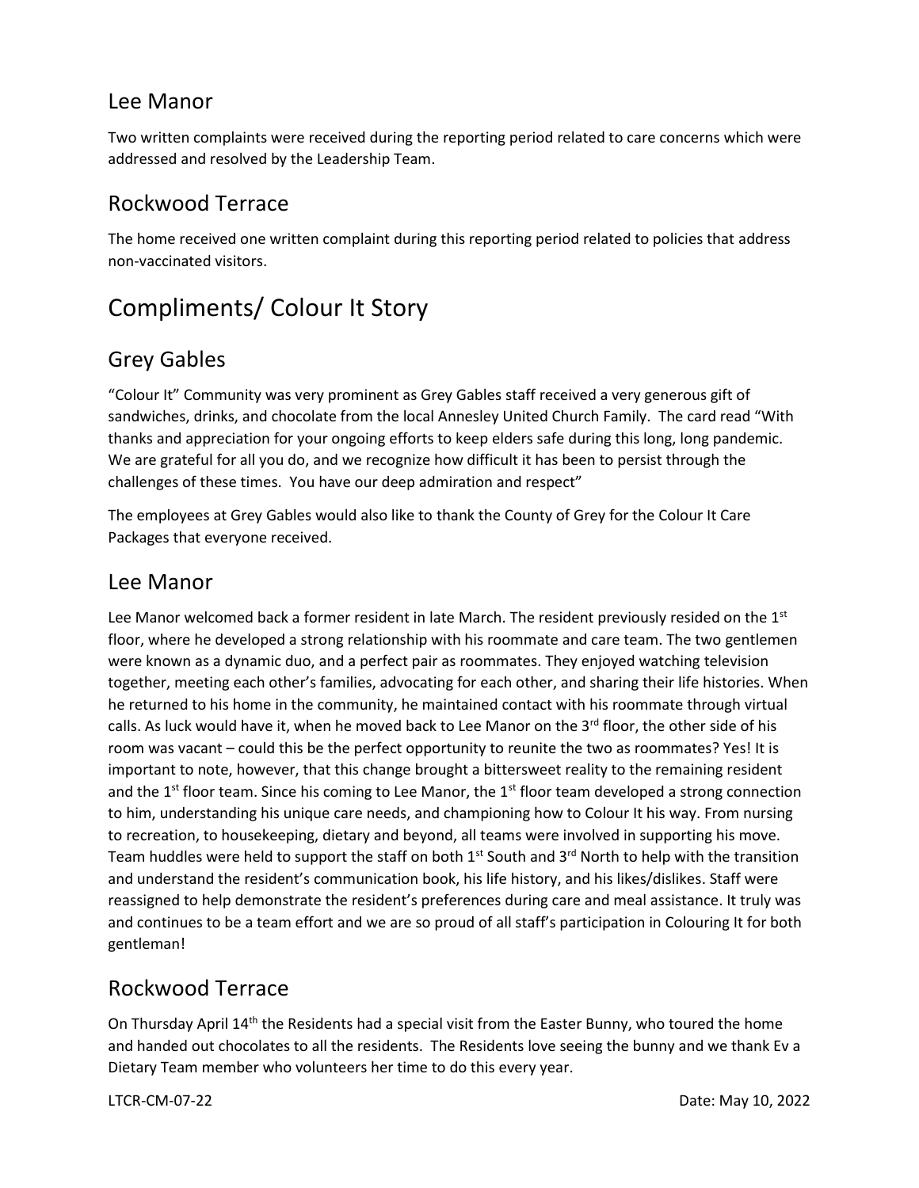## Lee Manor

Two written complaints were received during the reporting period related to care concerns which were addressed and resolved by the Leadership Team.

## Rockwood Terrace

The home received one written complaint during this reporting period related to policies that address non-vaccinated visitors.

# Compliments/ Colour It Story

## Grey Gables

"Colour It" Community was very prominent as Grey Gables staff received a very generous gift of sandwiches, drinks, and chocolate from the local Annesley United Church Family. The card read "With thanks and appreciation for your ongoing efforts to keep elders safe during this long, long pandemic. We are grateful for all you do, and we recognize how difficult it has been to persist through the challenges of these times. You have our deep admiration and respect"

The employees at Grey Gables would also like to thank the County of Grey for the Colour It Care Packages that everyone received.

## Lee Manor

Lee Manor welcomed back a former resident in late March. The resident previously resided on the 1st floor, where he developed a strong relationship with his roommate and care team. The two gentlemen were known as a dynamic duo, and a perfect pair as roommates. They enjoyed watching television together, meeting each other's families, advocating for each other, and sharing their life histories. When he returned to his home in the community, he maintained contact with his roommate through virtual calls. As luck would have it, when he moved back to Lee Manor on the 3rd floor, the other side of his room was vacant – could this be the perfect opportunity to reunite the two as roommates? Yes! It is important to note, however, that this change brought a bittersweet reality to the remaining resident and the 1st floor team. Since his coming to Lee Manor, the 1st floor team developed a strong connection to him, understanding his unique care needs, and championing how to Colour It his way. From nursing to recreation, to housekeeping, dietary and beyond, all teams were involved in supporting his move. Team huddles were held to support the staff on both 1st South and 3rd North to help with the transition and understand the resident's communication book, his life history, and his likes/dislikes. Staff were reassigned to help demonstrate the resident's preferences during care and meal assistance. It truly was and continues to be a team effort and we are so proud of all staff's participation in Colouring It for both gentleman!

## Rockwood Terrace

On Thursday April 14th the Residents had a special visit from the Easter Bunny, who toured the home and handed out chocolates to all the residents. The Residents love seeing the bunny and we thank Ev a Dietary Team member who volunteers her time to do this every year.

LTCR-CM-07-22 Date: May 10, 2022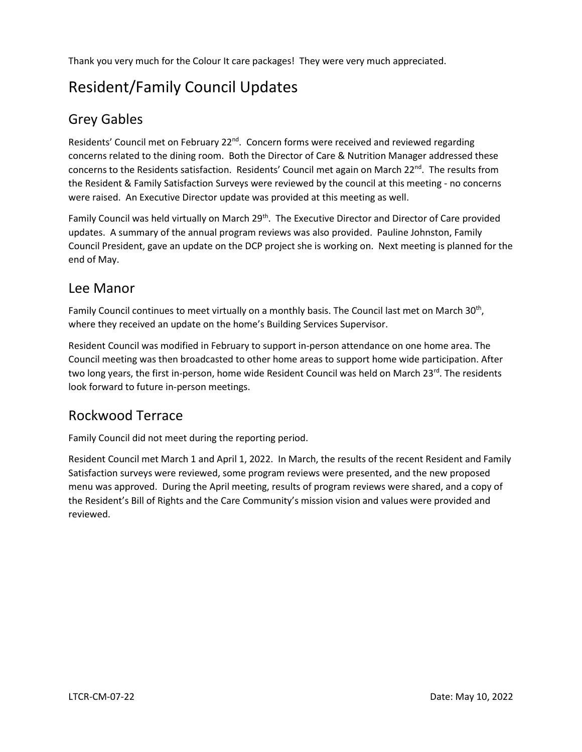Thank you very much for the Colour It care packages! They were very much appreciated.

# Resident/Family Council Updates

## Grey Gables

Residents' Council met on February 22nd. Concern forms were received and reviewed regarding concerns related to the dining room. Both the Director of Care & Nutrition Manager addressed these concerns to the Residents satisfaction. Residents' Council met again on March 22nd. The results from the Resident & Family Satisfaction Surveys were reviewed by the council at this meeting - no concerns were raised. An Executive Director update was provided at this meeting as well.

Family Council was held virtually on March 29th. The Executive Director and Director of Care provided updates. A summary of the annual program reviews was also provided. Pauline Johnston, Family Council President, gave an update on the DCP project she is working on. Next meeting is planned for the end of May.

## Lee Manor

Family Council continues to meet virtually on a monthly basis. The Council last met on March 30th, where they received an update on the home's Building Services Supervisor.

Resident Council was modified in February to support in-person attendance on one home area. The Council meeting was then broadcasted to other home areas to support home wide participation. After two long years, the first in-person, home wide Resident Council was held on March 23rd. The residents look forward to future in-person meetings.

## Rockwood Terrace

Family Council did not meet during the reporting period.

Resident Council met March 1 and April 1, 2022. In March, the results of the recent Resident and Family Satisfaction surveys were reviewed, some program reviews were presented, and the new proposed menu was approved. During the April meeting, results of program reviews were shared, and a copy of the Resident's Bill of Rights and the Care Community's mission vision and values were provided and reviewed.